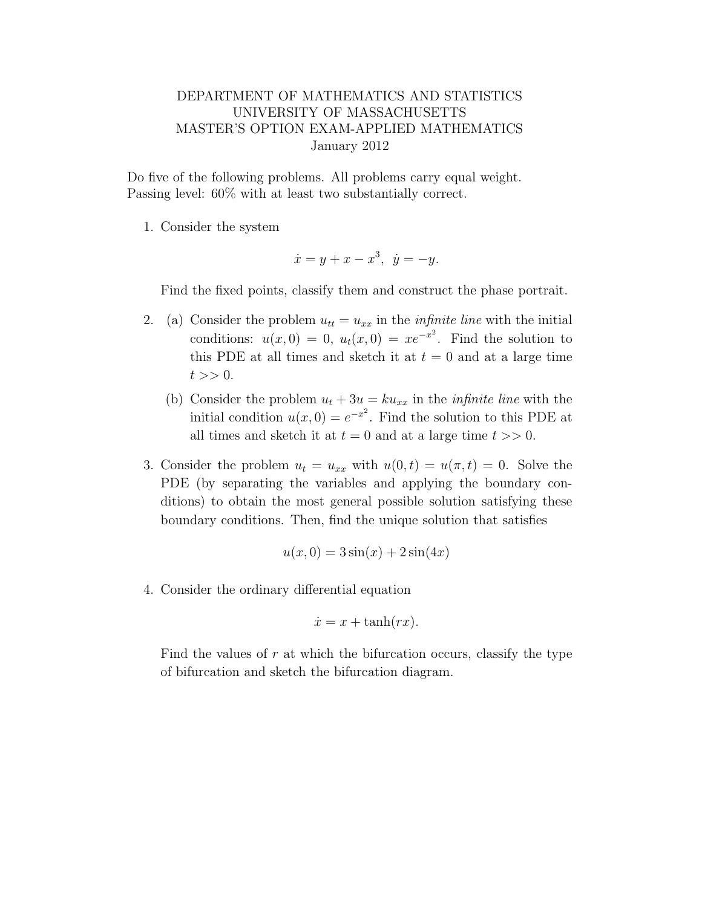DEPARTMENT OF MATHEMATICS AND STATISTICS
UNIVERSITY OF MASSACHUSETTS
MASTER'S OPTION EXAM-APPLIED MATHEMATICS
January 2012

Do five of the following problems. All problems carry equal weight.
Passing level: 60% with at least two substantially correct.

1. Consider the system

$$\dot{x} = y + x - x^3, \quad \dot{y} = -y.$$

Find the fixed points, classify them and construct the phase portrait.

2. (a) Consider the problem $u_{tt} = u_{xx}$ in the *infinite line* with the initial conditions: $u(x, 0) = 0$, $u_t(x, 0) = xe^{-x^2}$. Find the solution to this PDE at all times and sketch it at $t = 0$ and at a large time $t >> 0$.

   (b) Consider the problem $u_t + 3u = ku_{xx}$ in the *infinite line* with the initial condition $u(x, 0) = e^{-x^2}$. Find the solution to this PDE at all times and sketch it at $t = 0$ and at a large time $t >> 0$.

3. Consider the problem $u_t = u_{xx}$ with $u(0, t) = u(\pi, t) = 0$. Solve the PDE (by separating the variables and applying the boundary conditions) to obtain the most general possible solution satisfying these boundary conditions. Then, find the unique solution that satisfies

$$u(x, 0) = 3\sin(x) + 2\sin(4x)$$

4. Consider the ordinary differential equation

$$\dot{x} = x + \tanh(rx).$$

Find the values of $r$ at which the bifurcation occurs, classify the type of bifurcation and sketch the bifurcation diagram.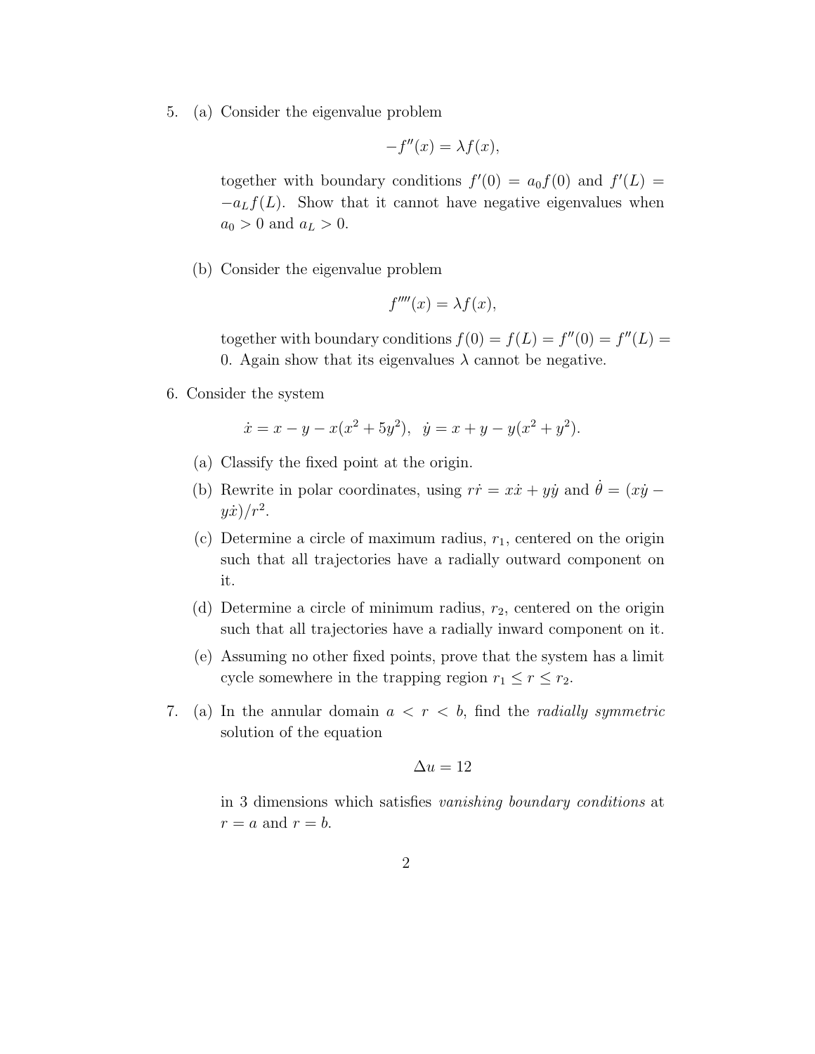5. (a) Consider the eigenvalue problem

$$-f''(x) = \lambda f(x),$$

together with boundary conditions $f'(0) = a_0 f(0)$ and $f'(L) = -a_L f(L)$. Show that it cannot have negative eigenvalues when $a_0 > 0$ and $a_L > 0$.

(b) Consider the eigenvalue problem

$$f''''(x) = \lambda f(x),$$

together with boundary conditions $f(0) = f(L) = f''(0) = f''(L) = 0$. Again show that its eigenvalues $\lambda$ cannot be negative.

6. Consider the system

$$\dot{x} = x - y - x(x^2 + 5y^2), \quad \dot{y} = x + y - y(x^2 + y^2).$$

(a) Classify the fixed point at the origin.

(b) Rewrite in polar coordinates, using $r\dot{r} = x\dot{x} + y\dot{y}$ and $\dot{\theta} = (x\dot{y} - y\dot{x})/r^2$.

(c) Determine a circle of maximum radius, $r_1$, centered on the origin such that all trajectories have a radially outward component on it.

(d) Determine a circle of minimum radius, $r_2$, centered on the origin such that all trajectories have a radially inward component on it.

(e) Assuming no other fixed points, prove that the system has a limit cycle somewhere in the trapping region $r_1 \leq r \leq r_2$.

7. (a) In the annular domain $a < r < b$, find the *radially symmetric* solution of the equation

$$\Delta u = 12$$

in 3 dimensions which satisfies *vanishing boundary conditions* at $r = a$ and $r = b$.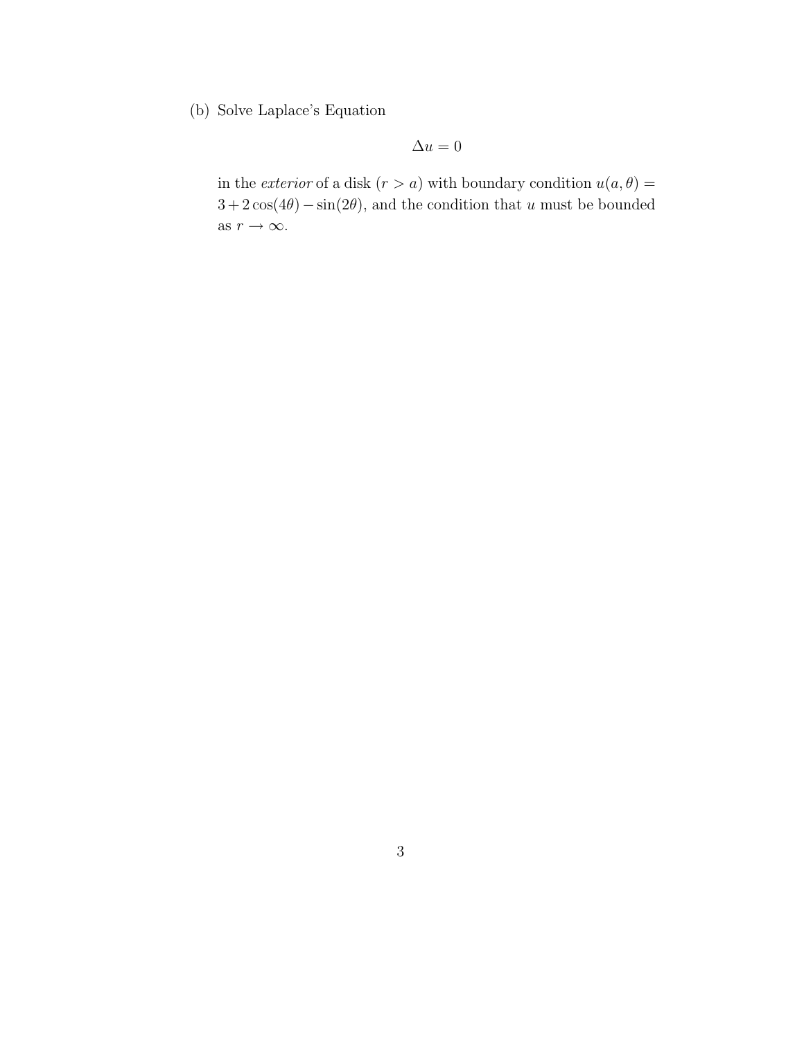(b) Solve Laplace's Equation

$$\Delta u = 0$$

in the *exterior* of a disk ($r > a$) with boundary condition $u(a, \theta) = 3 + 2\cos(4\theta) - \sin(2\theta)$, and the condition that $u$ must be bounded as $r \to \infty$.